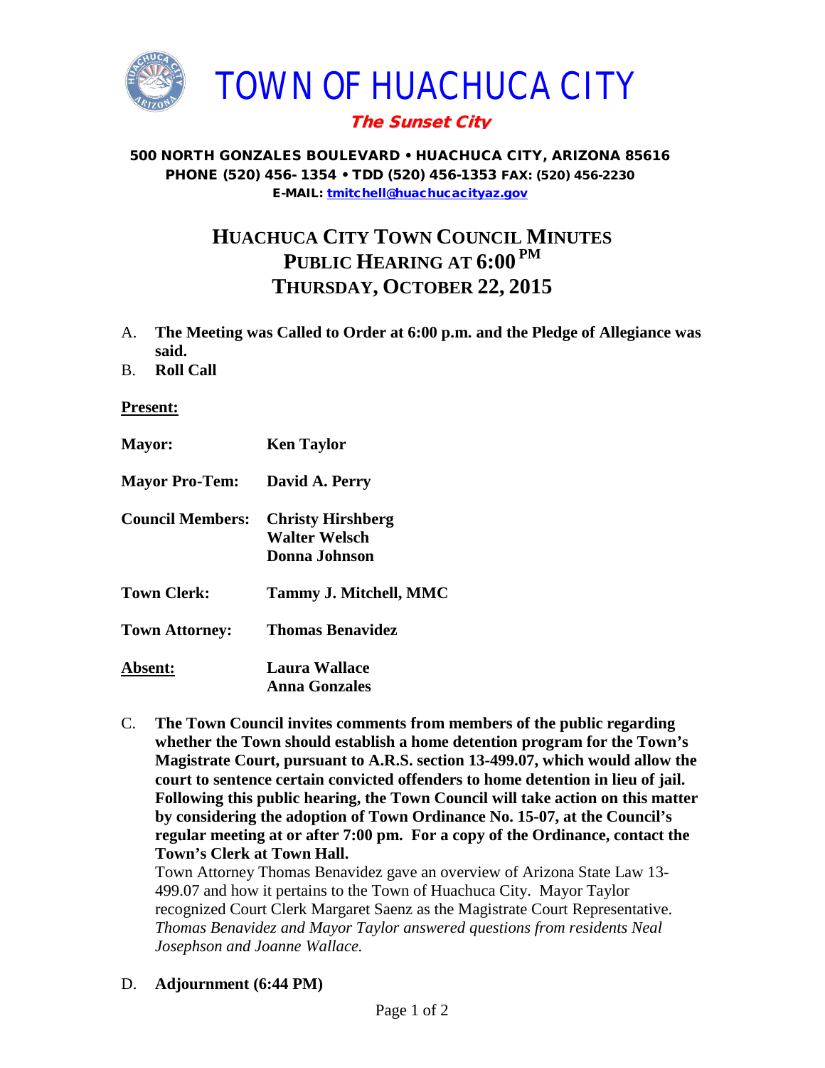# TOWN OF HUACHUCA CITY

***The Sunset City***

**500 NORTH GONZALES BOULEVARD • HUACHUCA CITY, ARIZONA 85616**
**PHONE (520) 456- 1354 • TDD (520) 456-1353 FAX: (520) 456-2230**
**E-MAIL: tmitchell@huachucacityaz.gov**

## HUACHUCA CITY TOWN COUNCIL MINUTES
## PUBLIC HEARING AT 6:00 PM
## THURSDAY, OCTOBER 22, 2015

A. **The Meeting was Called to Order at 6:00 p.m. and the Pledge of Allegiance was said.**

B. **Roll Call**

**Present:**

| | |
|---|---|
| **Mayor:** | **Ken Taylor** |
| **Mayor Pro-Tem:** | **David A. Perry** |
| **Council Members:** | **Christy Hirshberg**<br>**Walter Welsch**<br>**Donna Johnson** |
| **Town Clerk:** | **Tammy J. Mitchell, MMC** |
| **Town Attorney:** | **Thomas Benavidez** |
| **Absent:** | **Laura Wallace**<br>**Anna Gonzales** |

C. **The Town Council invites comments from members of the public regarding whether the Town should establish a home detention program for the Town's Magistrate Court, pursuant to A.R.S. section 13-499.07, which would allow the court to sentence certain convicted offenders to home detention in lieu of jail. Following this public hearing, the Town Council will take action on this matter by considering the adoption of Town Ordinance No. 15-07, at the Council's regular meeting at or after 7:00 pm. For a copy of the Ordinance, contact the Town's Clerk at Town Hall.**

Town Attorney Thomas Benavidez gave an overview of Arizona State Law 13-499.07 and how it pertains to the Town of Huachuca City. Mayor Taylor recognized Court Clerk Margaret Saenz as the Magistrate Court Representative. *Thomas Benavidez and Mayor Taylor answered questions from residents Neal Josephson and Joanne Wallace.*

D. **Adjournment (6:44 PM)**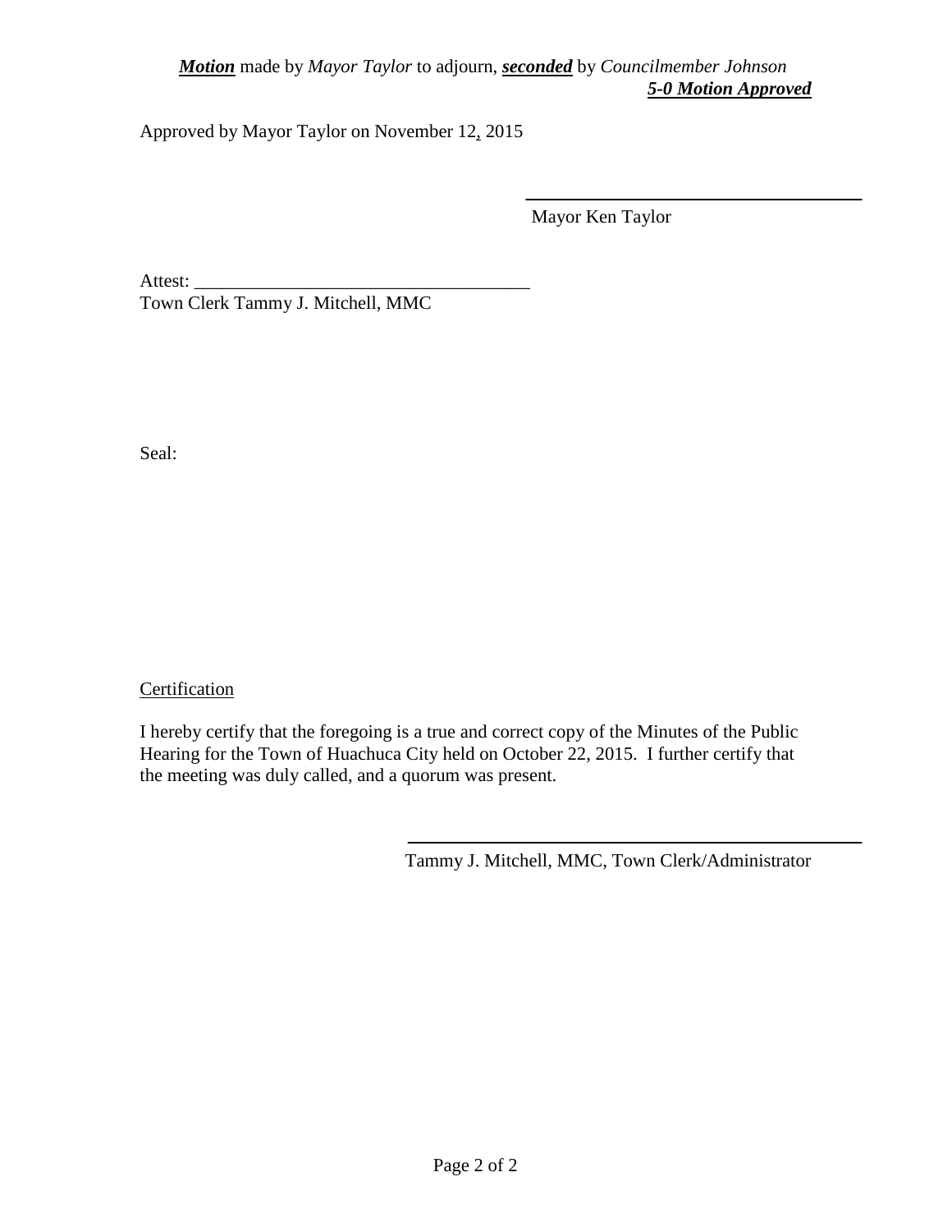***Motion*** made by *Mayor Taylor* to adjourn, ***seconded*** by *Councilmember Johnson*

***5-0 Motion Approved***

Approved by Mayor Taylor on November 12, 2015

\_\_\_\_\_\_\_\_\_\_\_\_\_\_\_\_\_\_\_\_\_\_\_\_\_\_\_\_\_\_\_\_\_\_\_\_\_

Mayor Ken Taylor

Attest: \_\_\_\_\_\_\_\_\_\_\_\_\_\_\_\_\_\_\_\_\_\_\_\_\_\_\_\_\_\_\_\_\_\_\_\_\_

Town Clerk Tammy J. Mitchell, MMC

Seal:

<u>Certification</u>

I hereby certify that the foregoing is a true and correct copy of the Minutes of the Public Hearing for the Town of Huachuca City held on October 22, 2015. I further certify that the meeting was duly called, and a quorum was present.

\_\_\_\_\_\_\_\_\_\_\_\_\_\_\_\_\_\_\_\_\_\_\_\_\_\_\_\_\_\_\_\_\_\_\_\_\_\_\_\_\_\_\_\_\_\_\_\_

Tammy J. Mitchell, MMC, Town Clerk/Administrator